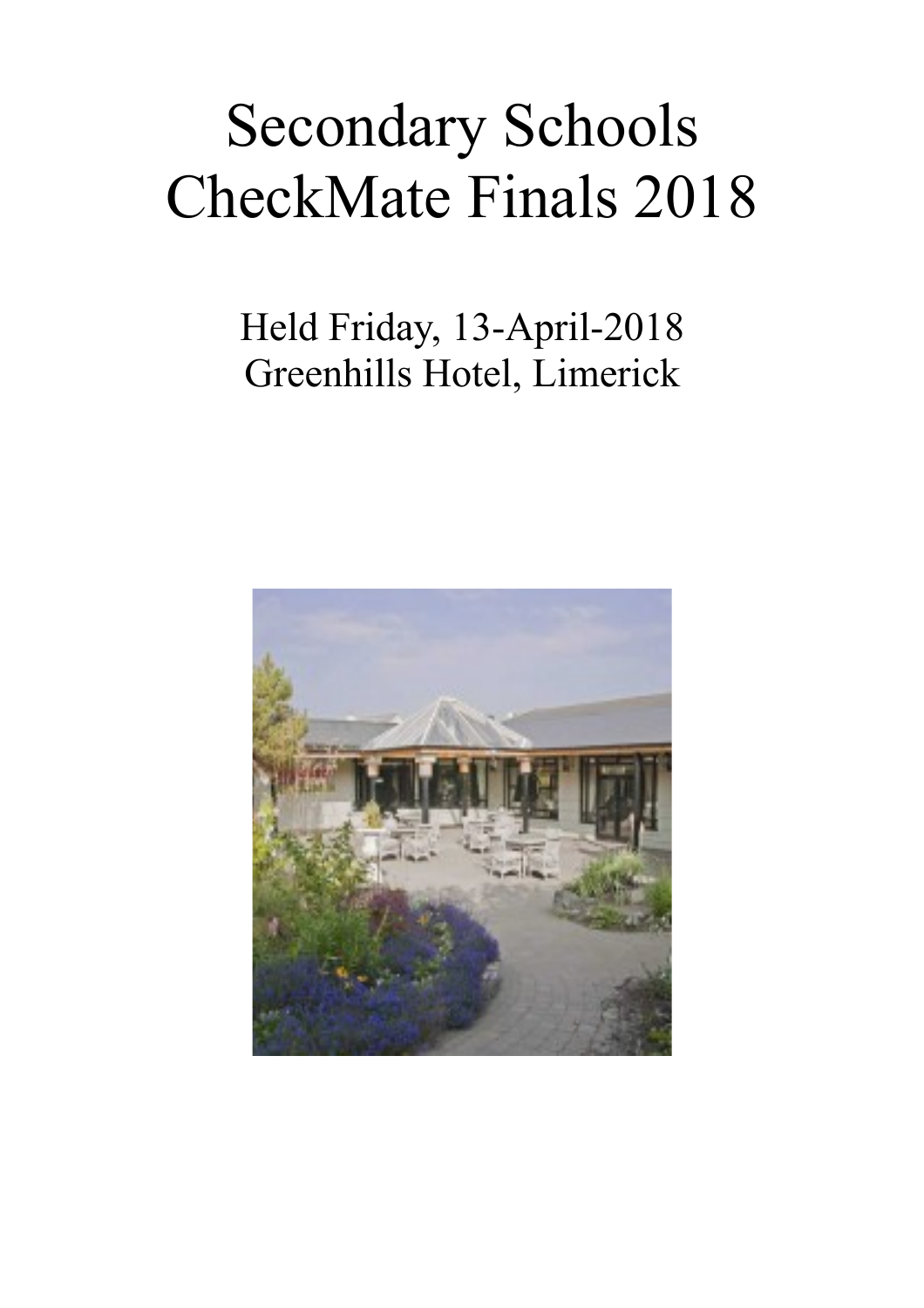# Secondary Schools CheckMate Finals 2018

Held Friday, 13-April-2018
Greenhills Hotel, Limerick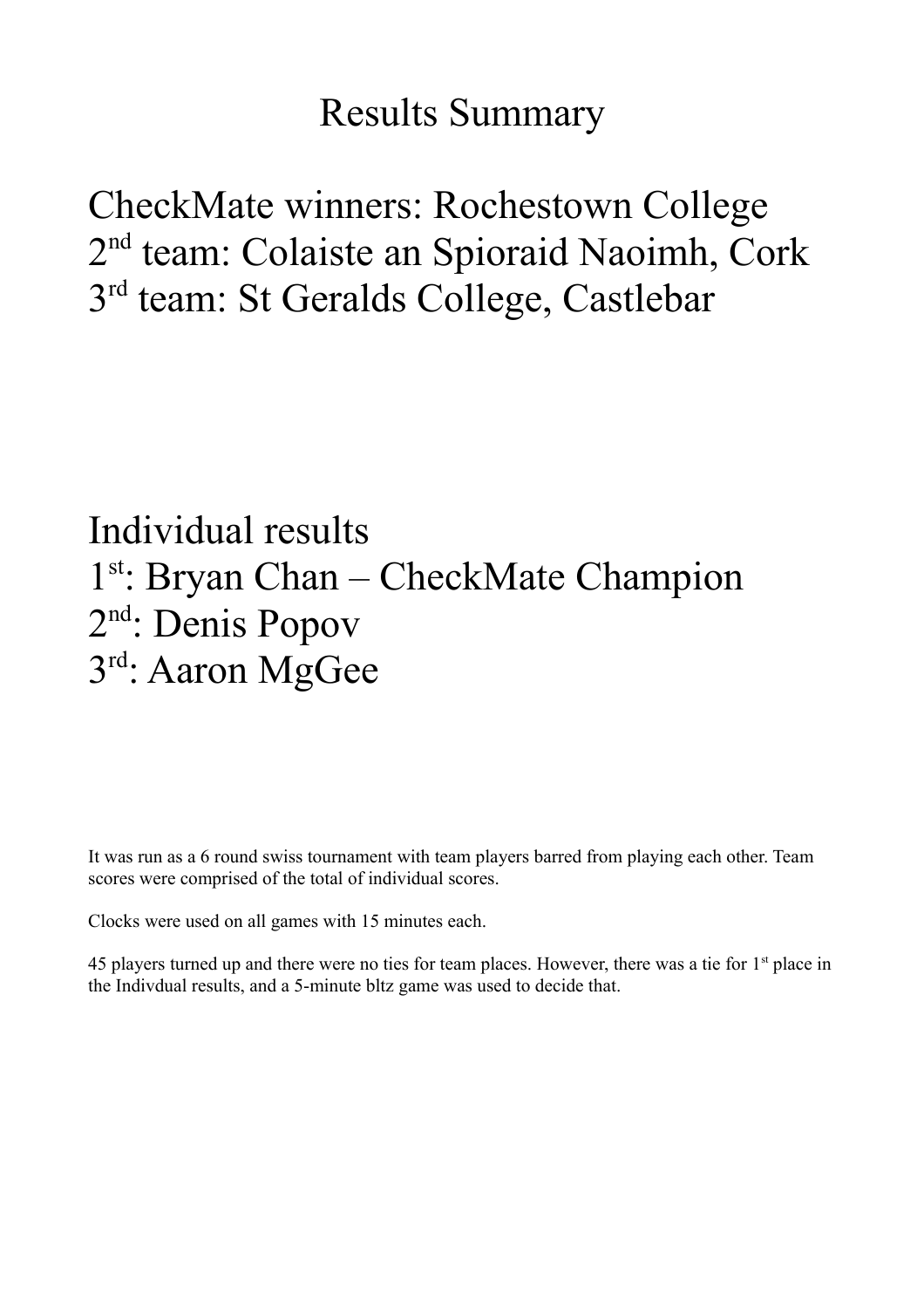# Results Summary

CheckMate winners: Rochestown College
2nd team: Colaiste an Spioraid Naoimh, Cork
3rd team: St Geralds College, Castlebar

Individual results
1st: Bryan Chan – CheckMate Champion
2nd: Denis Popov
3rd: Aaron MgGee

It was run as a 6 round swiss tournament with team players barred from playing each other. Team scores were comprised of the total of individual scores.

Clocks were used on all games with 15 minutes each.

45 players turned up and there were no ties for team places. However, there was a tie for 1st place in the Indivdual results, and a 5-minute bltz game was used to decide that.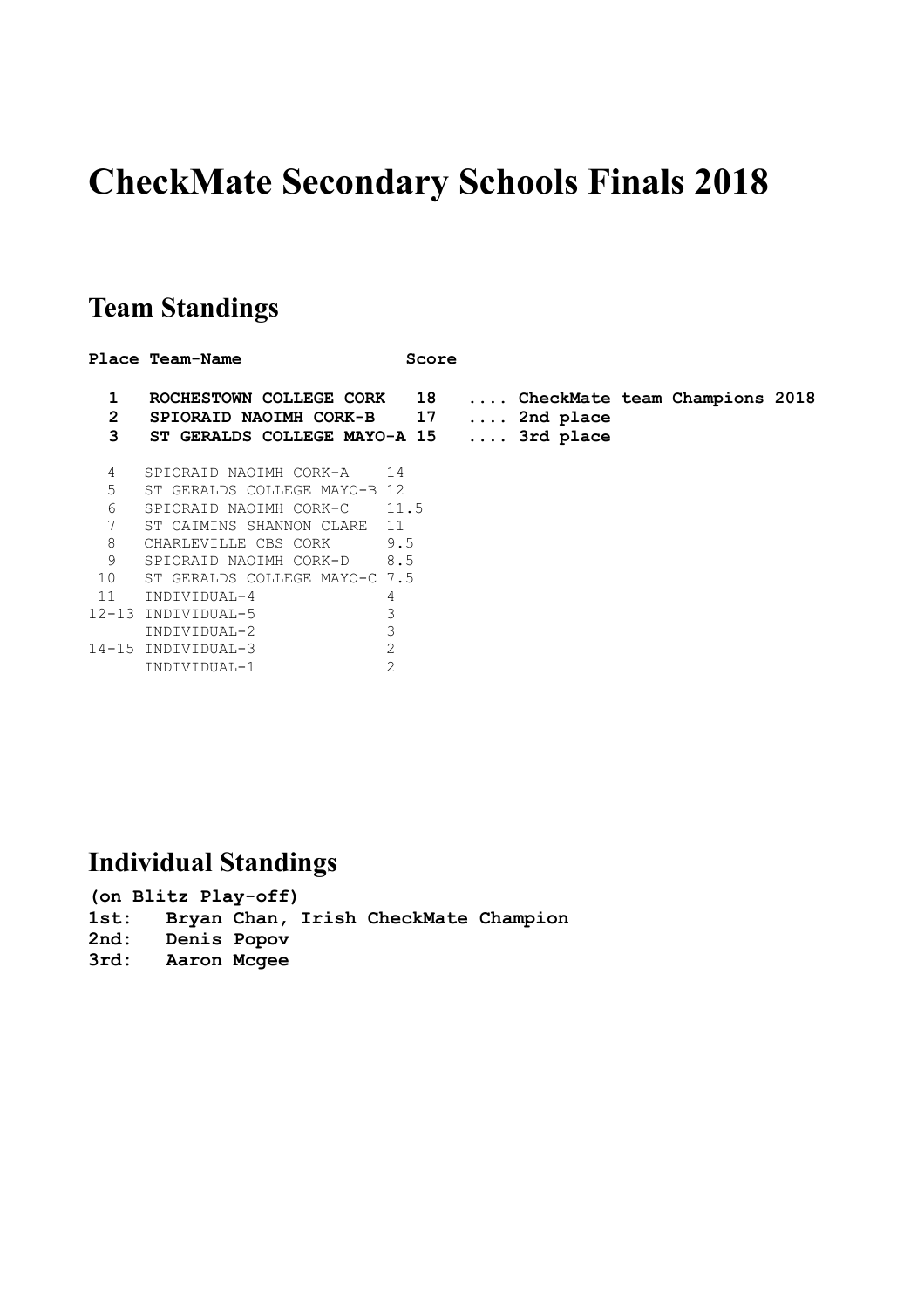# CheckMate Secondary Schools Finals 2018

## Team Standings

| Place | Team-Name | Score | |
|---|---|---|---|
| **1** | **ROCHESTOWN COLLEGE CORK** | **18** | **.... CheckMate team Champions 2018** |
| **2** | **SPIORAID NAOIMH CORK-B** | **17** | **.... 2nd place** |
| **3** | **ST GERALDS COLLEGE MAYO-A** | **15** | **.... 3rd place** |
| 4 | SPIORAID NAOIMH CORK-A | 14 | |
| 5 | ST GERALDS COLLEGE MAYO-B | 12 | |
| 6 | SPIORAID NAOIMH CORK-C | 11.5 | |
| 7 | ST CAIMINS SHANNON CLARE | 11 | |
| 8 | CHARLEVILLE CBS CORK | 9.5 | |
| 9 | SPIORAID NAOIMH CORK-D | 8.5 | |
| 10 | ST GERALDS COLLEGE MAYO-C | 7.5 | |
| 11 | INDIVIDUAL-4 | 4 | |
| 12-13 | INDIVIDUAL-5 | 3 | |
| | INDIVIDUAL-2 | 3 | |
| 14-15 | INDIVIDUAL-3 | 2 | |
| | INDIVIDUAL-1 | 2 | |

## Individual Standings

**(on Blitz Play-off)**

**1st: Bryan Chan, Irish CheckMate Champion**

**2nd: Denis Popov**

**3rd: Aaron Mcgee**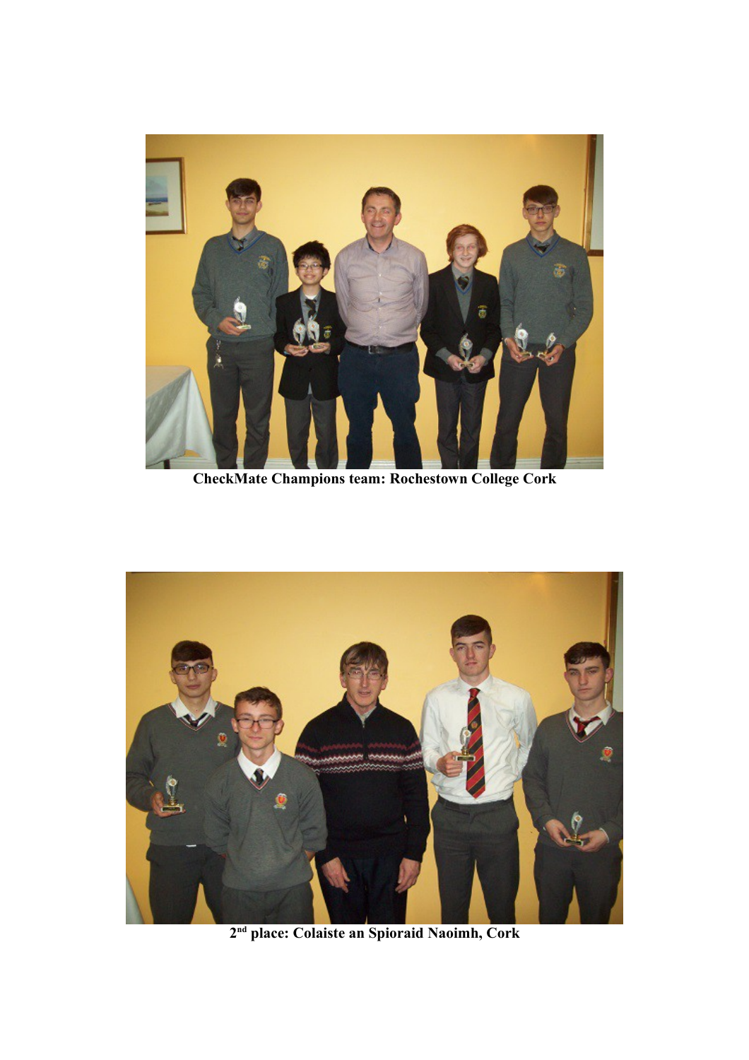**CheckMate Champions team: Rochestown College Cork**

**2nd place: Colaiste an Spioraid Naoimh, Cork**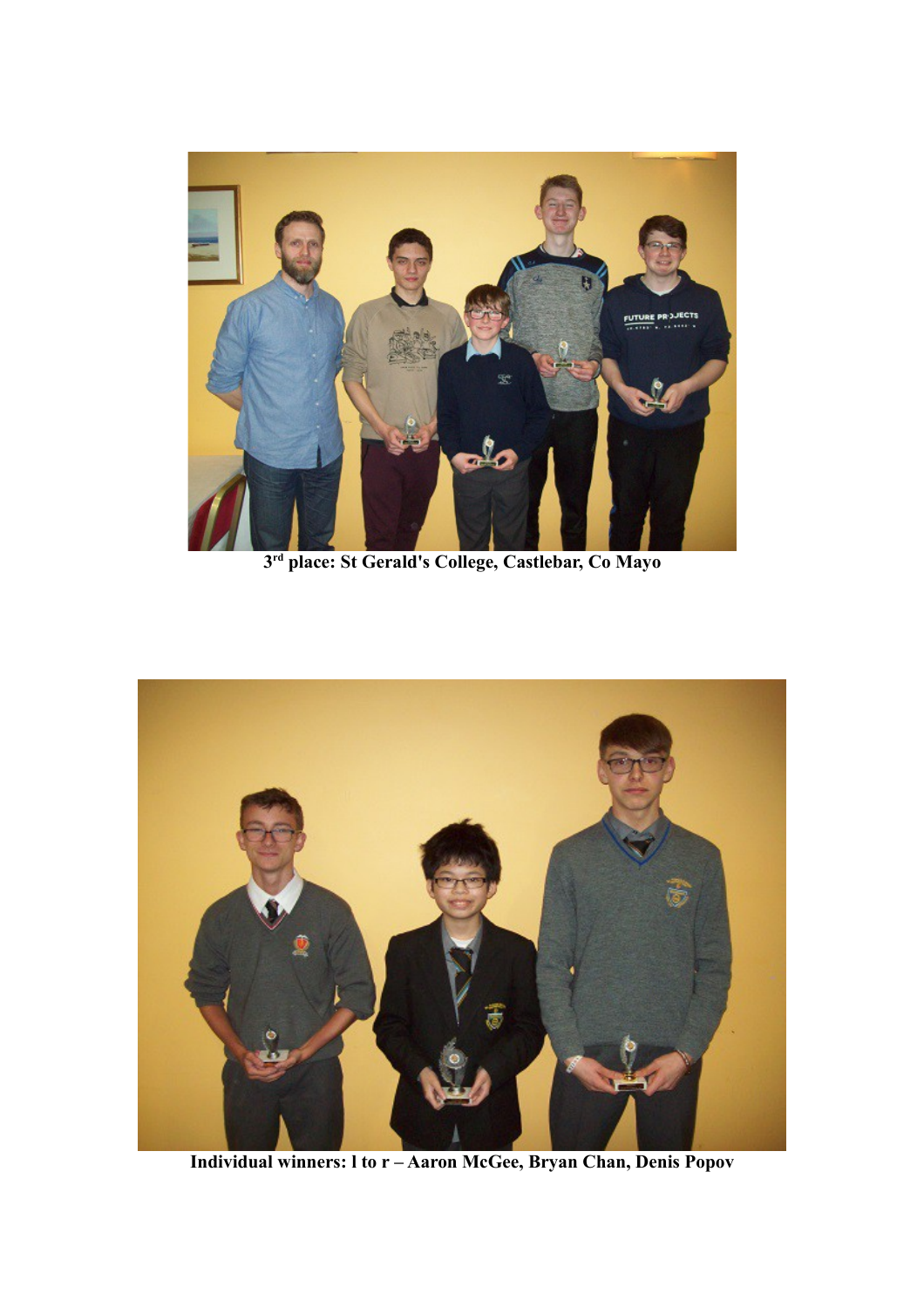3[rd] place: St Gerald's College, Castlebar, Co Mayo

Individual winners: l to r – Aaron McGee, Bryan Chan, Denis Popov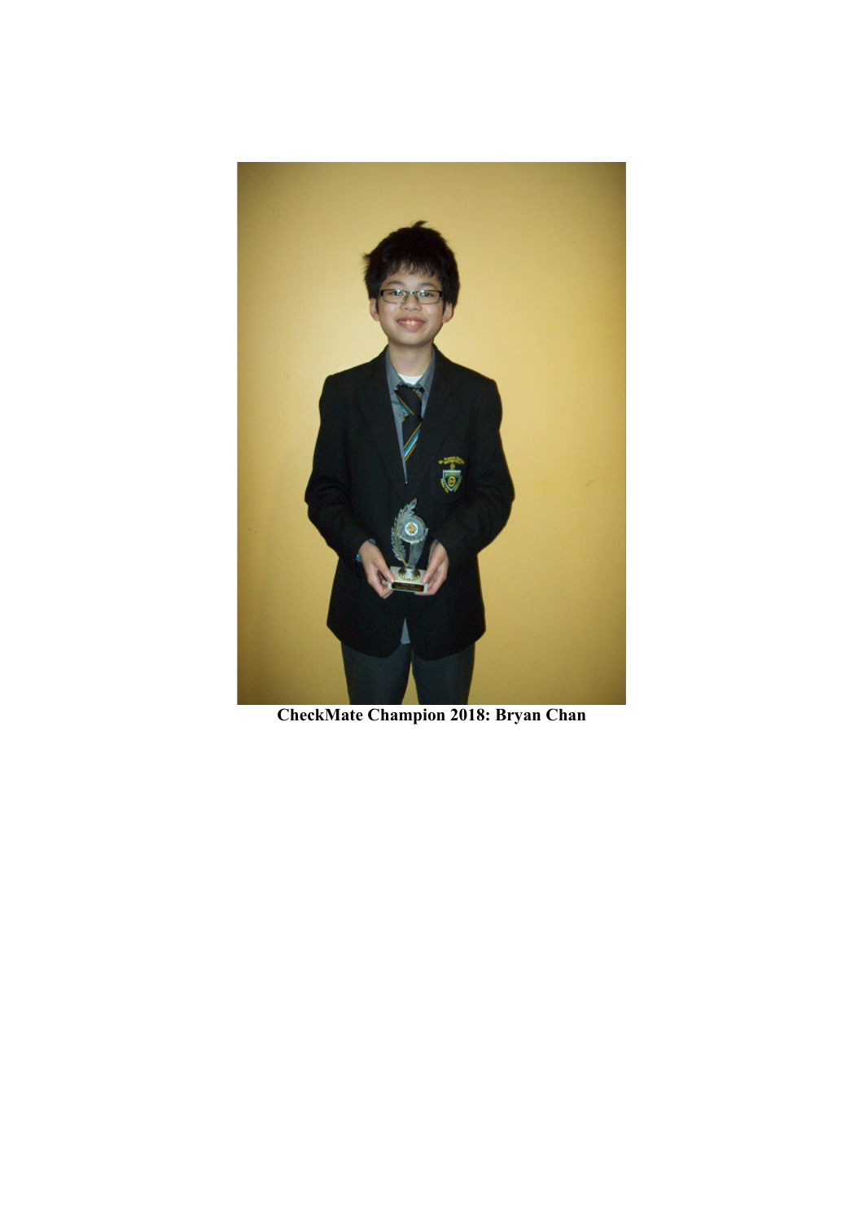**CheckMate Champion 2018: Bryan Chan**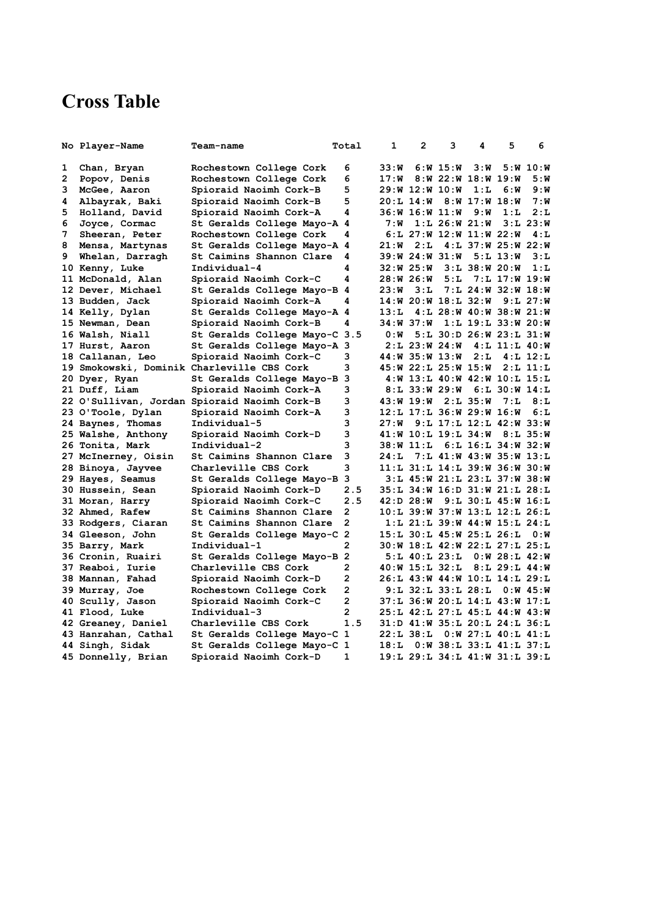# Cross Table

| No | Player-Name | Team-name | Total | 1 | 2 | 3 | 4 | 5 | 6 |
|---|---|---|---|---|---|---|---|---|---|
| 1 | Chan, Bryan | Rochestown College Cork | 6 | 33:W | 6:W | 15:W | 3:W | 5:W | 10:W |
| 2 | Popov, Denis | Rochestown College Cork | 6 | 17:W | 8:W | 22:W | 18:W | 19:W | 5:W |
| 3 | McGee, Aaron | Spioraid Naoimh Cork-B | 5 | 29:W | 12:W | 10:W | 1:L | 6:W | 9:W |
| 4 | Albayrak, Baki | Spioraid Naoimh Cork-B | 5 | 20:L | 14:W | 8:W | 17:W | 18:W | 7:W |
| 5 | Holland, David | Spioraid Naoimh Cork-A | 4 | 36:W | 16:W | 11:W | 9:W | 1:L | 2:L |
| 6 | Joyce, Cormac | St Geralds College Mayo-A | 4 | 7:W | 1:L | 26:W | 21:W | 3:L | 23:W |
| 7 | Sheeran, Peter | Rochestown College Cork | 4 | 6:L | 27:W | 12:W | 11:W | 22:W | 4:L |
| 8 | Mensa, Martynas | St Geralds College Mayo-A | 4 | 21:W | 2:L | 4:L | 37:W | 25:W | 22:W |
| 9 | Whelan, Darragh | St Caimins Shannon Clare | 4 | 39:W | 24:W | 31:W | 5:L | 13:W | 3:L |
| 10 | Kenny, Luke | Individual-4 | 4 | 32:W | 25:W | 3:L | 38:W | 20:W | 1:L |
| 11 | McDonald, Alan | Spioraid Naoimh Cork-C | 4 | 28:W | 26:W | 5:L | 7:L | 17:W | 19:W |
| 12 | Dever, Michael | St Geralds College Mayo-B | 4 | 23:W | 3:L | 7:L | 24:W | 32:W | 18:W |
| 13 | Budden, Jack | Spioraid Naoimh Cork-A | 4 | 14:W | 20:W | 18:L | 32:W | 9:L | 27:W |
| 14 | Kelly, Dylan | St Geralds College Mayo-A | 4 | 13:L | 4:L | 28:W | 40:W | 38:W | 21:W |
| 15 | Newman, Dean | Spioraid Naoimh Cork-B | 4 | 34:W | 37:W | 1:L | 19:L | 33:W | 20:W |
| 16 | Walsh, Niall | St Geralds College Mayo-C | 3.5 | 0:W | 5:L | 30:D | 26:W | 23:L | 31:W |
| 17 | Hurst, Aaron | St Geralds College Mayo-A | 3 | 2:L | 23:W | 24:W | 4:L | 11:L | 40:W |
| 18 | Callanan, Leo | Spioraid Naoimh Cork-C | 3 | 44:W | 35:W | 13:W | 2:L | 4:L | 12:L |
| 19 | Smokowski, Dominik | Charleville CBS Cork | 3 | 45:W | 22:L | 25:W | 15:W | 2:L | 11:L |
| 20 | Dyer, Ryan | St Geralds College Mayo-B | 3 | 4:W | 13:L | 40:W | 42:W | 10:L | 15:L |
| 21 | Duff, Liam | Spioraid Naoimh Cork-A | 3 | 8:L | 33:W | 29:W | 6:L | 30:W | 14:L |
| 22 | O'Sullivan, Jordan | Spioraid Naoimh Cork-B | 3 | 43:W | 19:W | 2:L | 35:W | 7:L | 8:L |
| 23 | O'Toole, Dylan | Spioraid Naoimh Cork-A | 3 | 12:L | 17:L | 36:W | 29:W | 16:W | 6:L |
| 24 | Baynes, Thomas | Individual-5 | 3 | 27:W | 9:L | 17:L | 12:L | 42:W | 33:W |
| 25 | Walshe, Anthony | Spioraid Naoimh Cork-D | 3 | 41:W | 10:L | 19:L | 34:W | 8:L | 35:W |
| 26 | Tonita, Mark | Individual-2 | 3 | 38:W | 11:L | 6:L | 16:L | 34:W | 32:W |
| 27 | McInerney, Oisin | St Caimins Shannon Clare | 3 | 24:L | 7:L | 41:W | 43:W | 35:W | 13:L |
| 28 | Binoya, Jayvee | Charleville CBS Cork | 3 | 11:L | 31:L | 14:L | 39:W | 36:W | 30:W |
| 29 | Hayes, Seamus | St Geralds College Mayo-B | 3 | 3:L | 45:W | 21:L | 23:L | 37:W | 38:W |
| 30 | Hussein, Sean | Spioraid Naoimh Cork-D | 2.5 | 35:L | 34:W | 16:D | 31:W | 21:L | 28:L |
| 31 | Moran, Harry | Spioraid Naoimh Cork-C | 2.5 | 42:D | 28:W | 9:L | 30:L | 45:W | 16:L |
| 32 | Ahmed, Rafew | St Caimins Shannon Clare | 2 | 10:L | 39:W | 37:W | 13:L | 12:L | 26:L |
| 33 | Rodgers, Ciaran | St Caimins Shannon Clare | 2 | 1:L | 21:L | 39:W | 44:W | 15:L | 24:L |
| 34 | Gleeson, John | St Geralds College Mayo-C | 2 | 15:L | 30:L | 45:W | 25:L | 26:L | 0:W |
| 35 | Barry, Mark | Individual-1 | 2 | 30:W | 18:L | 42:W | 22:L | 27:L | 25:L |
| 36 | Cronin, Ruairi | St Geralds College Mayo-B | 2 | 5:L | 40:L | 23:L | 0:W | 28:L | 42:W |
| 37 | Reaboi, Iurie | Charleville CBS Cork | 2 | 40:W | 15:L | 32:L | 8:L | 29:L | 44:W |
| 38 | Mannan, Fahad | Spioraid Naoimh Cork-D | 2 | 26:L | 43:W | 44:W | 10:L | 14:L | 29:L |
| 39 | Murray, Joe | Rochestown College Cork | 2 | 9:L | 32:L | 33:L | 28:L | 0:W | 45:W |
| 40 | Scully, Jason | Spioraid Naoimh Cork-C | 2 | 37:L | 36:W | 20:L | 14:L | 43:W | 17:L |
| 41 | Flood, Luke | Individual-3 | 2 | 25:L | 42:L | 27:L | 45:L | 44:W | 43:W |
| 42 | Greaney, Daniel | Charleville CBS Cork | 1.5 | 31:D | 41:W | 35:L | 20:L | 24:L | 36:L |
| 43 | Hanrahan, Cathal | St Geralds College Mayo-C | 1 | 22:L | 38:L | 0:W | 27:L | 40:L | 41:L |
| 44 | Singh, Sidak | St Geralds College Mayo-C | 1 | 18:L | 0:W | 38:L | 33:L | 41:L | 37:L |
| 45 | Donnelly, Brian | Spioraid Naoimh Cork-D | 1 | 19:L | 29:L | 34:L | 41:W | 31:L | 39:L |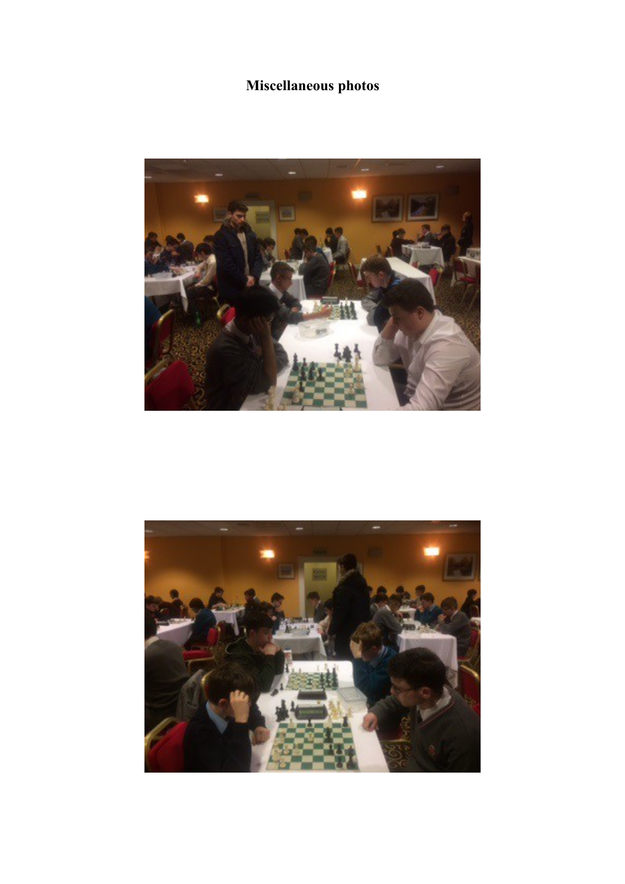**Miscellaneous photos**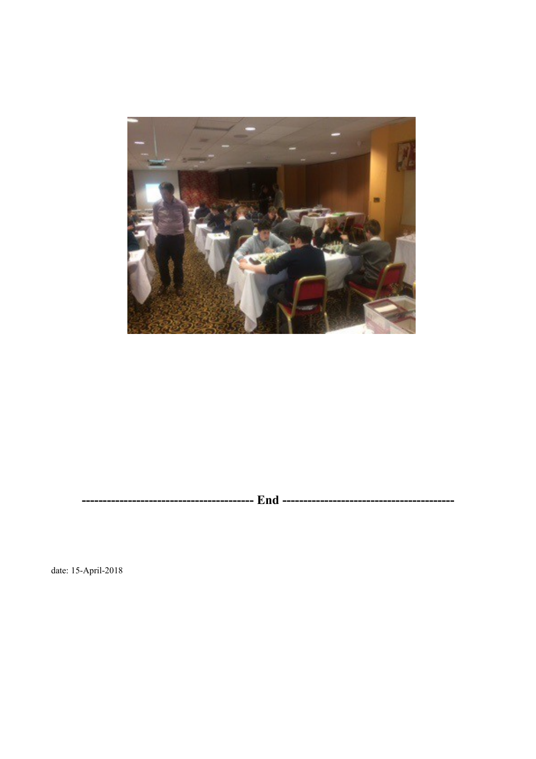**---------------------------------------- End ----------------------------------------**

date: 15-April-2018